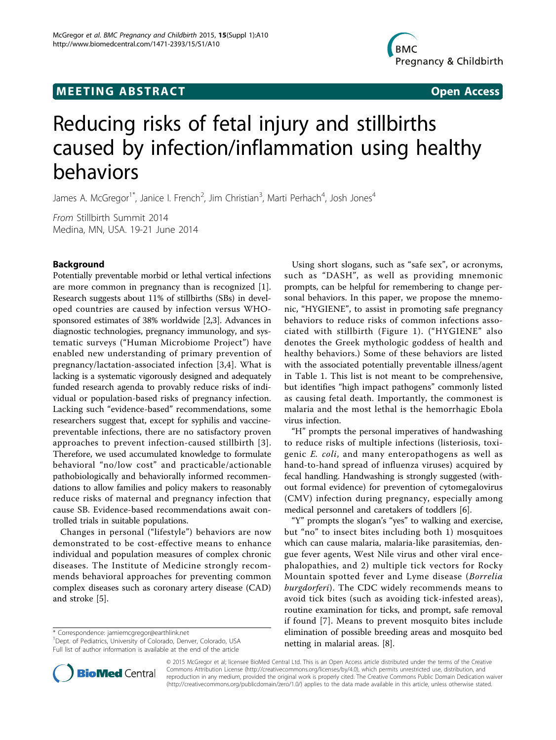MEETING ABSTRACT Open Access

# Reducing risks of fetal injury and stillbirths caused by infection/inflammation using healthy behaviors

James A. McGregor[1*], Janice I. French[2], Jim Christian[3], Marti Perhach[4], Josh Jones[4]

*From* Stillbirth Summit 2014
Medina, MN, USA. 19-21 June 2014

## Background

Potentially preventable morbid or lethal vertical infections are more common in pregnancy than is recognized [1]. Research suggests about 11% of stillbirths (SBs) in developed countries are caused by infection versus WHO-sponsored estimates of 38% worldwide [2,3]. Advances in diagnostic technologies, pregnancy immunology, and systematic surveys ("Human Microbiome Project") have enabled new understanding of primary prevention of pregnancy/lactation-associated infection [3,4]. What is lacking is a systematic vigorously designed and adequately funded research agenda to provably reduce risks of individual or population-based risks of pregnancy infection. Lacking such "evidence-based" recommendations, some researchers suggest that, except for syphilis and vaccine-preventable infections, there are no satisfactory proven approaches to prevent infection-caused stillbirth [3]. Therefore, we used accumulated knowledge to formulate behavioral "no/low cost" and practicable/actionable pathobiologically and behaviorally informed recommendations to allow families and policy makers to reasonably reduce risks of maternal and pregnancy infection that cause SB. Evidence-based recommendations await controlled trials in suitable populations.

Changes in personal ("lifestyle") behaviors are now demonstrated to be cost-effective means to enhance individual and population measures of complex chronic diseases. The Institute of Medicine strongly recommends behavioral approaches for preventing common complex diseases such as coronary artery disease (CAD) and stroke [5].

Using short slogans, such as "safe sex", or acronyms, such as "DASH", as well as providing mnemonic prompts, can be helpful for remembering to change personal behaviors. In this paper, we propose the mnemonic, "HYGIENE", to assist in promoting safe pregnancy behaviors to reduce risks of common infections associated with stillbirth (Figure 1). ("HYGIENE" also denotes the Greek mythologic goddess of health and healthy behaviors.) Some of these behaviors are listed with the associated potentially preventable illness/agent in Table 1. This list is not meant to be comprehensive, but identifies "high impact pathogens" commonly listed as causing fetal death. Importantly, the commonest is malaria and the most lethal is the hemorrhagic Ebola virus infection.

"H" prompts the personal imperatives of handwashing to reduce risks of multiple infections (listeriosis, toxigenic *E. coli*, and many enteropathogens as well as hand-to-hand spread of influenza viruses) acquired by fecal handling. Handwashing is strongly suggested (without formal evidence) for prevention of cytomegalovirus (CMV) infection during pregnancy, especially among medical personnel and caretakers of toddlers [6].

"Y" prompts the slogan's "yes" to walking and exercise, but "no" to insect bites including both 1) mosquitoes which can cause malaria, malaria-like parasitemias, dengue fever agents, West Nile virus and other viral encephalopathies, and 2) multiple tick vectors for Rocky Mountain spotted fever and Lyme disease (*Borrelia burgdorferi*). The CDC widely recommends means to avoid tick bites (such as avoiding tick-infested areas), routine examination for ticks, and prompt, safe removal if found [7]. Means to prevent mosquito bites include elimination of possible breeding areas and mosquito bed netting in malarial areas. [8].

\* Correspondence: jamiemcgregor@earthlink.net
[1]Dept. of Pediatrics, University of Colorado, Denver, Colorado, USA
Full list of author information is available at the end of the article

© 2015 McGregor et al; licensee BioMed Central Ltd. This is an Open Access article distributed under the terms of the Creative Commons Attribution License (http://creativecommons.org/licenses/by/4.0), which permits unrestricted use, distribution, and reproduction in any medium, provided the original work is properly cited. The Creative Commons Public Domain Dedication waiver (http://creativecommons.org/publicdomain/zero/1.0/) applies to the data made available in this article, unless otherwise stated.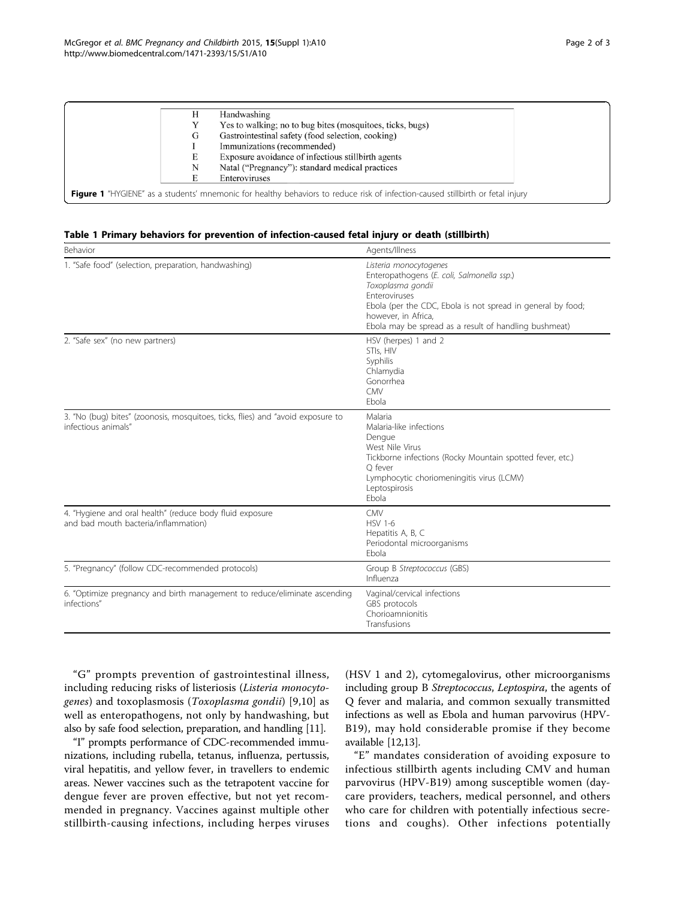| | |
|---|---|
| H | Handwashing |
| Y | Yes to walking; no to bug bites (mosquitoes, ticks, bugs) |
| G | Gastrointestinal safety (food selection, cooking) |
| I | Immunizations (recommended) |
| E | Exposure avoidance of infectious stillbirth agents |
| N | Natal ("Pregnancy"): standard medical practices |
| E | Enteroviruses |

**Figure 1** "HYGIENE" as a students' mnemonic for healthy behaviors to reduce risk of infection-caused stillbirth or fetal injury

**Table 1 Primary behaviors for prevention of infection-caused fetal injury or death (stillbirth)**

| Behavior | Agents/Illness |
|---|---|
| 1. "Safe food" (selection, preparation, handwashing) | *Listeria monocytogenes*<br>Enteropathogens (*E. coli, Salmonella ssp.*)<br>*Toxoplasma gondii*<br>Enteroviruses<br>Ebola (per the CDC, Ebola is not spread in general by food; however, in Africa, Ebola may be spread as a result of handling bushmeat) |
| 2. "Safe sex" (no new partners) | HSV (herpes) 1 and 2<br>STIs, HIV<br>Syphilis<br>Chlamydia<br>Gonorrhea<br>CMV<br>Ebola |
| 3. "No (bug) bites" (zoonosis, mosquitoes, ticks, flies) and "avoid exposure to infectious animals" | Malaria<br>Malaria-like infections<br>Dengue<br>West Nile Virus<br>Tickborne infections (Rocky Mountain spotted fever, etc.)<br>Q fever<br>Lymphocytic choriomeningitis virus (LCMV)<br>Leptospirosis<br>Ebola |
| 4. "Hygiene and oral health" (reduce body fluid exposure and bad mouth bacteria/inflammation) | CMV<br>HSV 1-6<br>Hepatitis A, B, C<br>Periodontal microorganisms<br>Ebola |
| 5. "Pregnancy" (follow CDC-recommended protocols) | Group B *Streptococcus* (GBS)<br>Influenza |
| 6. "Optimize pregnancy and birth management to reduce/eliminate ascending infections" | Vaginal/cervical infections<br>GBS protocols<br>Chorioamnionitis<br>Transfusions |

"G" prompts prevention of gastrointestinal illness, including reducing risks of listeriosis (*Listeria monocytogenes*) and toxoplasmosis (*Toxoplasma gondii*) [9,10] as well as enteropathogens, not only by handwashing, but also by safe food selection, preparation, and handling [11].

"I" prompts performance of CDC-recommended immunizations, including rubella, tetanus, influenza, pertussis, viral hepatitis, and yellow fever, in travellers to endemic areas. Newer vaccines such as the tetrapotent vaccine for dengue fever are proven effective, but not yet recommended in pregnancy. Vaccines against multiple other stillbirth-causing infections, including herpes viruses (HSV 1 and 2), cytomegalovirus, other microorganisms including group B *Streptococcus*, *Leptospira*, the agents of Q fever and malaria, and common sexually transmitted infections as well as Ebola and human parvovirus (HPV-B19), may hold considerable promise if they become available [12,13].

"E" mandates consideration of avoiding exposure to infectious stillbirth agents including CMV and human parvovirus (HPV-B19) among susceptible women (daycare providers, teachers, medical personnel, and others who care for children with potentially infectious secretions and coughs). Other infections potentially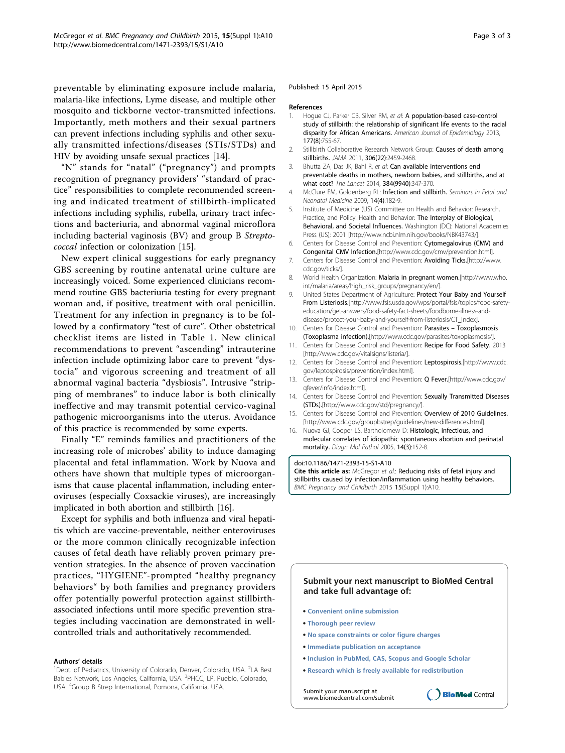preventable by eliminating exposure include malaria, malaria-like infections, Lyme disease, and multiple other mosquito and tickborne vector-transmitted infections. Importantly, meth mothers and their sexual partners can prevent infections including syphilis and other sexually transmitted infections/diseases (STIs/STDs) and HIV by avoiding unsafe sexual practices [14].

"N" stands for "natal" ("pregnancy") and prompts recognition of pregnancy providers' "standard of practice" responsibilities to complete recommended screening and indicated treatment of stillbirth-implicated infections including syphilis, rubella, urinary tract infections and bacteriuria, and abnormal vaginal microflora including bacterial vaginosis (BV) and group B *Streptococcal* infection or colonization [15].

New expert clinical suggestions for early pregnancy GBS screening by routine antenatal urine culture are increasingly voiced. Some experienced clinicians recommend routine GBS bacteriuria testing for every pregnant woman and, if positive, treatment with oral penicillin. Treatment for any infection in pregnancy is to be followed by a confirmatory "test of cure". Other obstetrical checklist items are listed in Table 1. New clinical recommendations to prevent "ascending" intrauterine infection include optimizing labor care to prevent "dystocia" and vigorous screening and treatment of all abnormal vaginal bacteria "dysbiosis". Intrusive "stripping of membranes" to induce labor is both clinically ineffective and may transmit potential cervico-vaginal pathogenic microorganisms into the uterus. Avoidance of this practice is recommended by some experts.

Finally "E" reminds families and practitioners of the increasing role of microbes' ability to induce damaging placental and fetal inflammation. Work by Nuova and others have shown that multiple types of microorganisms that cause placental inflammation, including enteroviruses (especially Coxsackie viruses), are increasingly implicated in both abortion and stillbirth [16].

Except for syphilis and both influenza and viral hepatitis which are vaccine-preventable, neither enteroviruses or the more common clinically recognizable infection causes of fetal death have reliably proven primary prevention strategies. In the absence of proven vaccination practices, "HYGIENE"-prompted "healthy pregnancy behaviors" by both families and pregnancy providers offer potentially powerful protection against stillbirth-associated infections until more specific prevention strategies including vaccination are demonstrated in well-controlled trials and authoritatively recommended.

#### Authors' details

[1]Dept. of Pediatrics, University of Colorado, Denver, Colorado, USA. [2]LA Best Babies Network, Los Angeles, California, USA. [3]PHCC, LP, Pueblo, Colorado, USA. [4]Group B Strep International, Pomona, California, USA.

Published: 15 April 2015

#### References

1. Hogue CJ, Parker CB, Silver RM, *et al*: **A population-based case-control study of stillbirth: the relationship of significant life events to the racial disparity for African Americans.** *American Journal of Epidemiology* 2013, **177(8)**:755-67.
2. Stillbirth Collaborative Research Network Group: **Causes of death among stillbirths.** *JAMA* 2011, **306(22)**:2459-2468.
3. Bhutta ZA, Das JK, Bahl R, *et al*: **Can available interventions end preventable deaths in mothers, newborn babies, and stillbirths, and at what cost?** *The Lancet* 2014, **384(9940)**:347-370.
4. McClure EM, Goldenberg RL: **Infection and stillbirth.** *Seminars in Fetal and Neonatal Medicine* 2009, **14(4)**:182-9.
5. Institute of Medicine (US) Committee on Health and Behavior: Research, Practice, and Policy. Health and Behavior: **The Interplay of Biological, Behavioral, and Societal Influences.** Washington (DC): National Academies Press (US); 2001 [http://www.ncbi.nlm.nih.gov/books/NBK43743/].
6. Centers for Disease Control and Prevention: **Cytomegalovirus (CMV) and Congenital CMV Infection.**[http://www.cdc.gov/cmv/prevention.html].
7. Centers for Disease Control and Prevention: **Avoiding Ticks.**[http://www.cdc.gov/ticks/].
8. World Health Organization: **Malaria in pregnant women.**[http://www.who.int/malaria/areas/high_risk_groups/pregnancy/en/].
9. United States Department of Agriculture: **Protect Your Baby and Yourself From Listeriosis.**[http://www.fsis.usda.gov/wps/portal/fsis/topics/food-safety-education/get-answers/food-safety-fact-sheets/foodborne-illness-and-disease/protect-your-baby-and-yourself-from-listeriosis/CT_Index].
10. Centers for Disease Control and Prevention: **Parasites – Toxoplasmosis (Toxoplasma infection).**[http://www.cdc.gov/parasites/toxoplasmosis/].
11. Centers for Disease Control and Prevention: **Recipe for Food Safety.** 2013 [http://www.cdc.gov/vitalsigns/listeria/].
12. Centers for Disease Control and Prevention: **Leptospirosis.**[http://www.cdc.gov/leptospirosis/prevention/index.html].
13. Centers for Disease Control and Prevention: **Q Fever.**[http://www.cdc.gov/qfever/info/index.html].
14. Centers for Disease Control and Prevention: **Sexually Transmitted Diseases (STDs).**[http://www.cdc.gov/std/pregnancy/].
15. Centers for Disease Control and Prevention: **Overview of 2010 Guidelines.**[http://www.cdc.gov/groupbstrep/guidelines/new-differences.html].
16. Nuova GJ, Cooper LS, Bartholomew D: **Histologic, infectious, and molecular correlates of idiopathic spontaneous abortion and perinatal mortality.** *Diagn Mol Pathol* 2005, **14(3)**:152-8.

doi:10.1186/1471-2393-15-S1-A10
**Cite this article as:** McGregor *et al.*: Reducing risks of fetal injury and stillbirths caused by infection/inflammation using healthy behaviors. *BMC Pregnancy and Childbirth* 2015 **15**(Suppl 1):A10.

**Submit your next manuscript to BioMed Central and take full advantage of:**

- Convenient online submission
- Thorough peer review
- No space constraints or color figure charges
- Immediate publication on acceptance
- Inclusion in PubMed, CAS, Scopus and Google Scholar
- Research which is freely available for redistribution

Submit your manuscript at www.biomedcentral.com/submit

BioMed Central